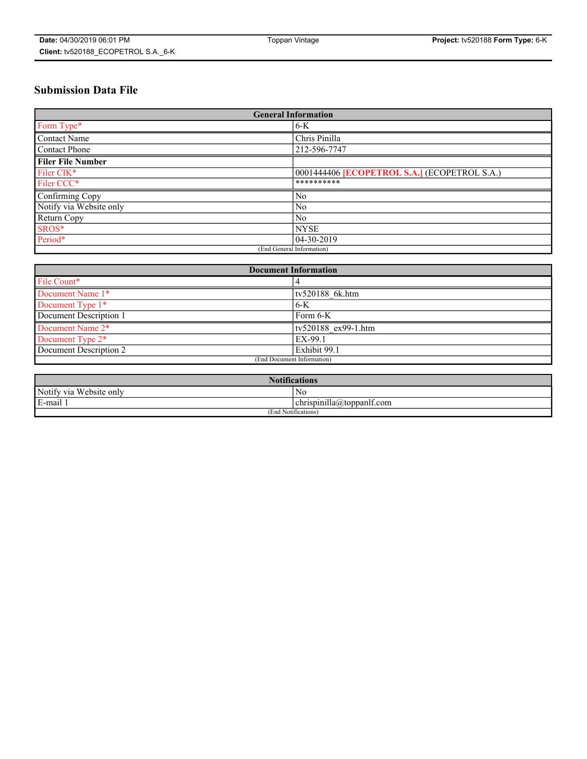# Submission Data File

| General Information | |
|---|---|
| Form Type* | 6-K |
| Contact Name | Chris Pinilla |
| Contact Phone | 212-596-7747 |
| **Filer File Number** | |
| Filer CIK* | 0001444406 **[ECOPETROL S.A.]** (ECOPETROL S.A.) |
| Filer CCC* | ********** |
| Confirming Copy | No |
| Notify via Website only | No |
| Return Copy | No |
| SROS* | NYSE |
| Period* | 04-30-2019 |
| (End General Information) | |

| Document Information | |
|---|---|
| File Count* | 4 |
| Document Name 1* | tv520188_6k.htm |
| Document Type 1* | 6-K |
| Document Description 1 | Form 6-K |
| Document Name 2* | tv520188_ex99-1.htm |
| Document Type 2* | EX-99.1 |
| Document Description 2 | Exhibit 99.1 |
| (End Document Information) | |

| Notifications | |
|---|---|
| Notify via Website only | No |
| E-mail 1 | chrispinilla@toppanlf.com |
| (End Notifications) | |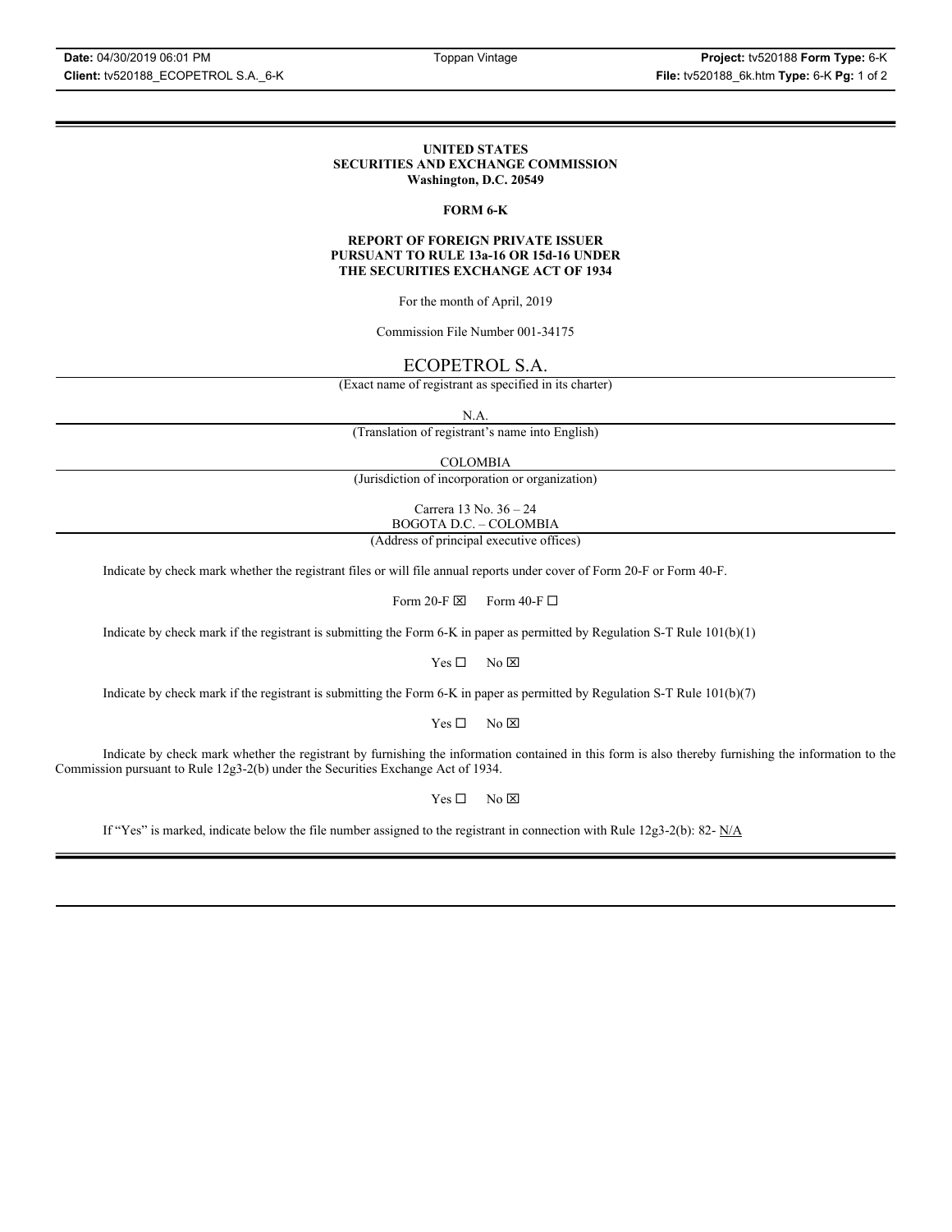**UNITED STATES**
**SECURITIES AND EXCHANGE COMMISSION**
**Washington, D.C. 20549**

**FORM 6-K**

**REPORT OF FOREIGN PRIVATE ISSUER**
**PURSUANT TO RULE 13a-16 OR 15d-16 UNDER**
**THE SECURITIES EXCHANGE ACT OF 1934**

For the month of April, 2019

Commission File Number 001-34175

ECOPETROL S.A.

(Exact name of registrant as specified in its charter)

N.A.

(Translation of registrant's name into English)

COLOMBIA

(Jurisdiction of incorporation or organization)

Carrera 13 No. 36 – 24
BOGOTA D.C. – COLOMBIA

(Address of principal executive offices)

Indicate by check mark whether the registrant files or will file annual reports under cover of Form 20-F or Form 40-F.

Form 20-F ☒ Form 40-F ☐

Indicate by check mark if the registrant is submitting the Form 6-K in paper as permitted by Regulation S-T Rule 101(b)(1)

Yes ☐ No ☒

Indicate by check mark if the registrant is submitting the Form 6-K in paper as permitted by Regulation S-T Rule 101(b)(7)

Yes ☐ No ☒

Indicate by check mark whether the registrant by furnishing the information contained in this form is also thereby furnishing the information to the Commission pursuant to Rule 12g3-2(b) under the Securities Exchange Act of 1934.

Yes ☐ No ☒

If "Yes" is marked, indicate below the file number assigned to the registrant in connection with Rule 12g3-2(b): 82- N/A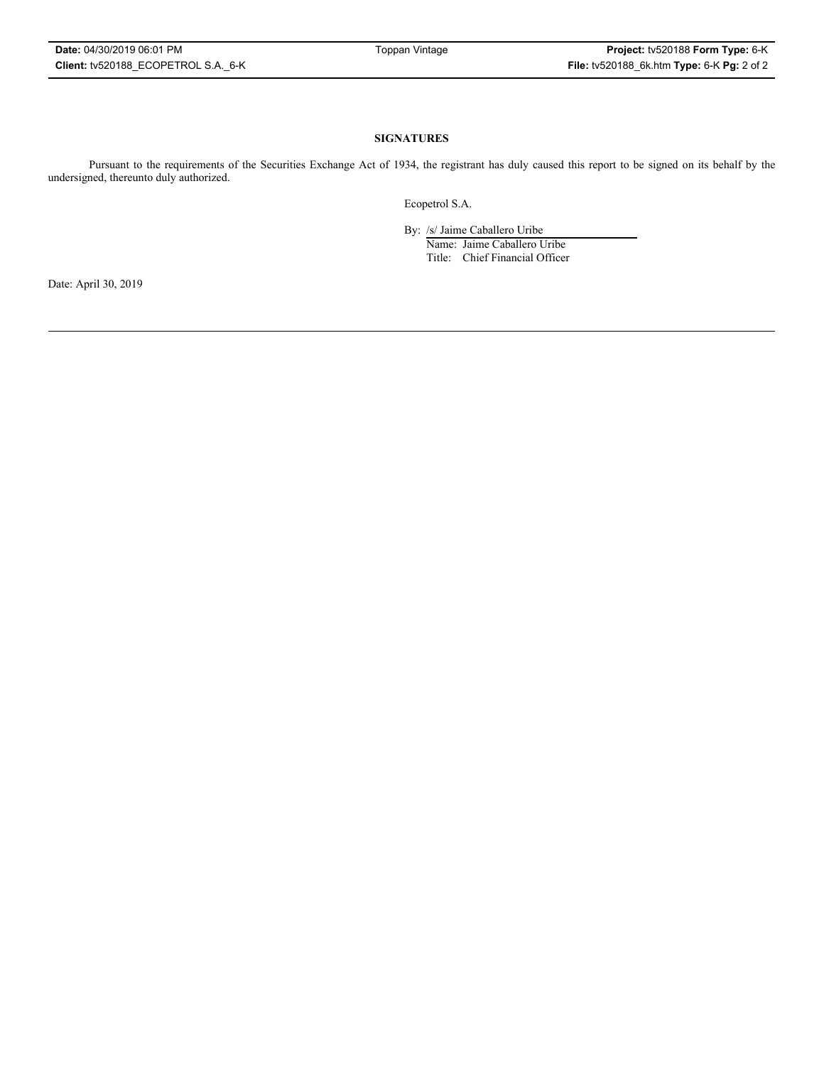**SIGNATURES**

Pursuant to the requirements of the Securities Exchange Act of 1934, the registrant has duly caused this report to be signed on its behalf by the undersigned, thereunto duly authorized.

Ecopetrol S.A.

By: /s/ Jaime Caballero Uribe
Name: Jaime Caballero Uribe
Title: Chief Financial Officer

Date: April 30, 2019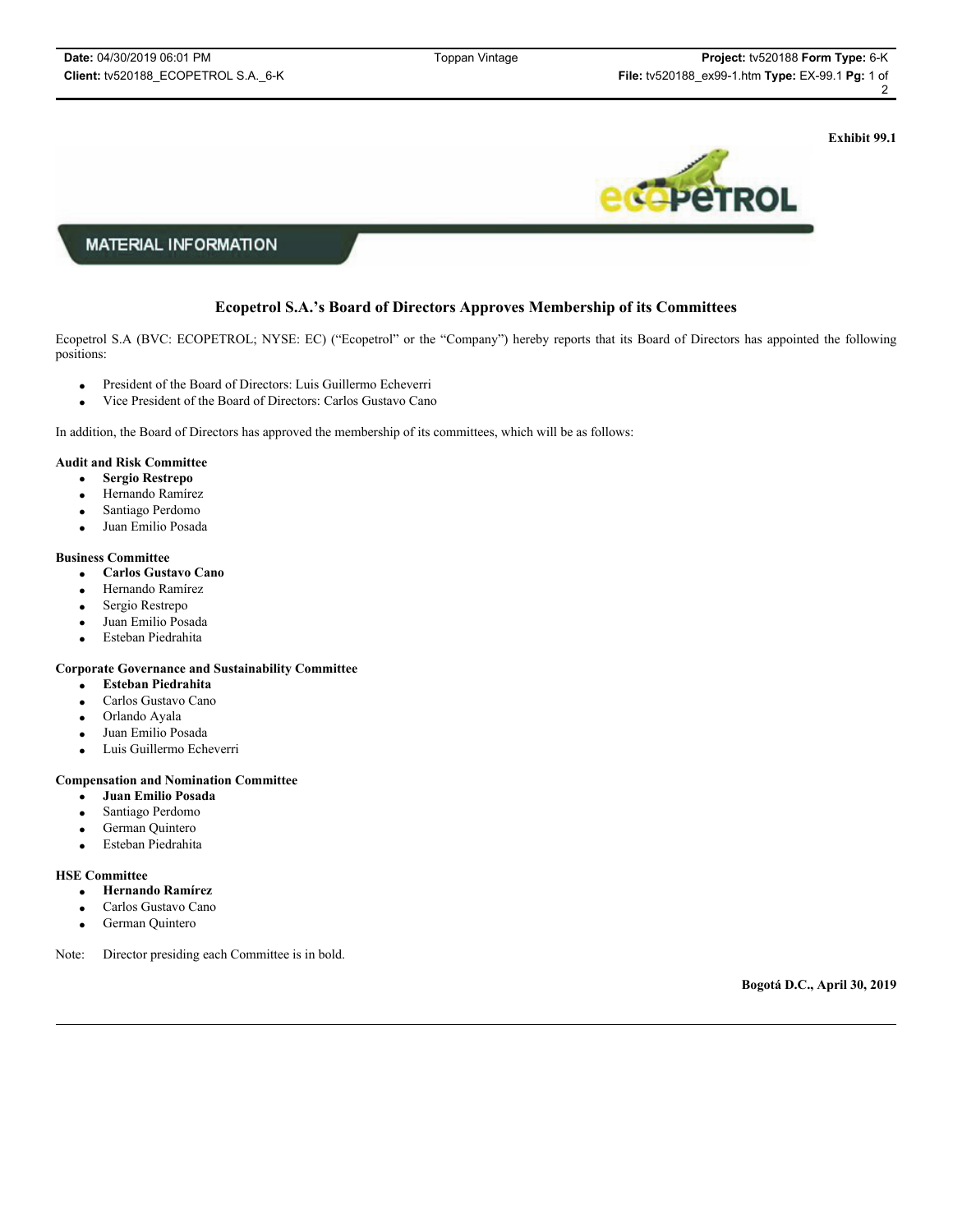Exhibit 99.1

MATERIAL INFORMATION

## Ecopetrol S.A.'s Board of Directors Approves Membership of its Committees

Ecopetrol S.A (BVC: ECOPETROL; NYSE: EC) ("Ecopetrol" or the "Company") hereby reports that its Board of Directors has appointed the following positions:

- President of the Board of Directors: Luis Guillermo Echeverri
- Vice President of the Board of Directors: Carlos Gustavo Cano

In addition, the Board of Directors has approved the membership of its committees, which will be as follows:

**Audit and Risk Committee**

- **Sergio Restrepo**
- Hernando Ramírez
- Santiago Perdomo
- Juan Emilio Posada

**Business Committee**

- **Carlos Gustavo Cano**
- Hernando Ramírez
- Sergio Restrepo
- Juan Emilio Posada
- Esteban Piedrahita

**Corporate Governance and Sustainability Committee**

- **Esteban Piedrahita**
- Carlos Gustavo Cano
- Orlando Ayala
- Juan Emilio Posada
- Luis Guillermo Echeverri

**Compensation and Nomination Committee**

- **Juan Emilio Posada**
- Santiago Perdomo
- German Quintero
- Esteban Piedrahita

**HSE Committee**

- **Hernando Ramírez**
- Carlos Gustavo Cano
- German Quintero

Note: Director presiding each Committee is in bold.

**Bogotá D.C., April 30, 2019**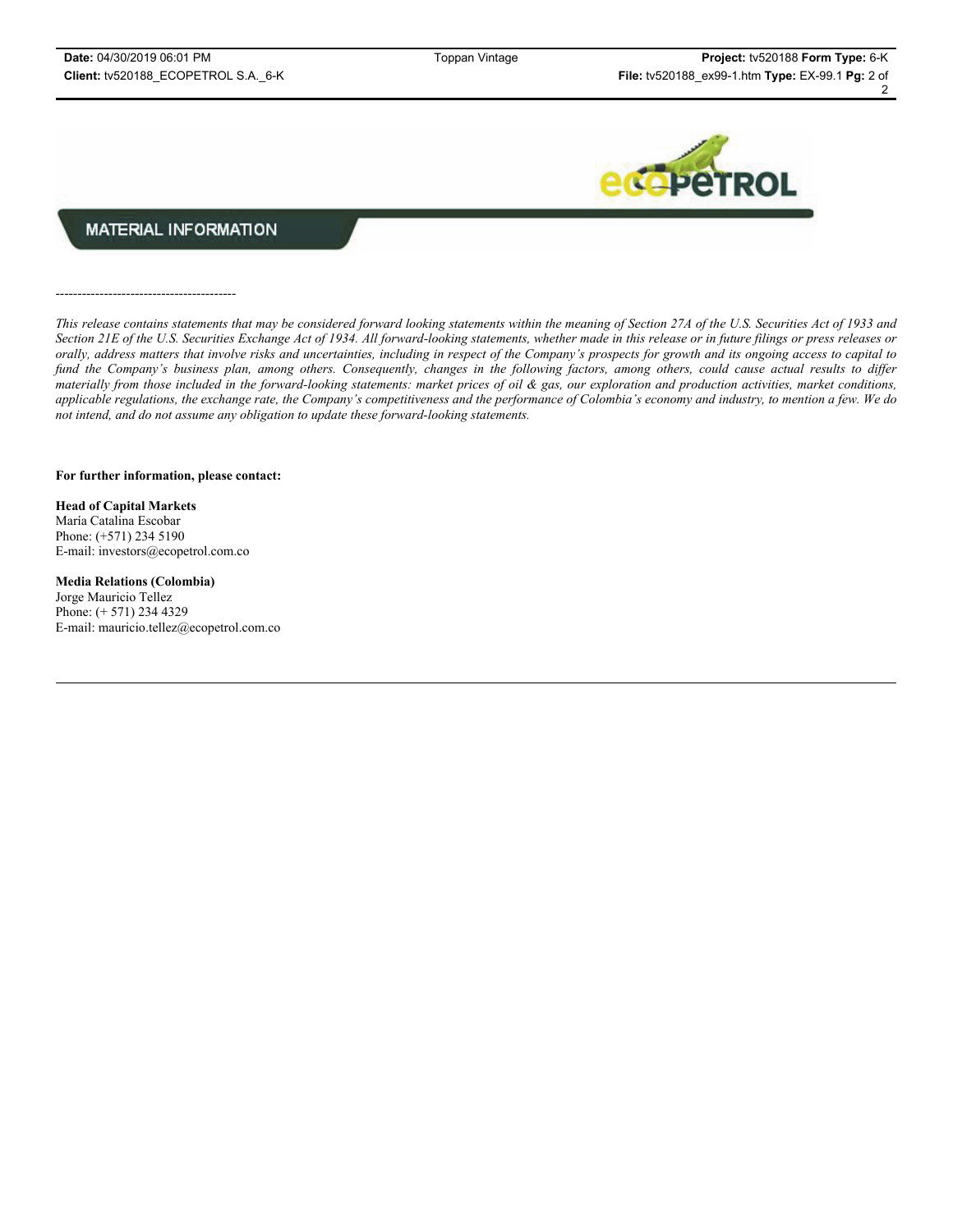MATERIAL INFORMATION

-----------------------------------------

*This release contains statements that may be considered forward looking statements within the meaning of Section 27A of the U.S. Securities Act of 1933 and Section 21E of the U.S. Securities Exchange Act of 1934. All forward-looking statements, whether made in this release or in future filings or press releases or orally, address matters that involve risks and uncertainties, including in respect of the Company's prospects for growth and its ongoing access to capital to fund the Company's business plan, among others. Consequently, changes in the following factors, among others, could cause actual results to differ materially from those included in the forward-looking statements: market prices of oil & gas, our exploration and production activities, market conditions, applicable regulations, the exchange rate, the Company's competitiveness and the performance of Colombia's economy and industry, to mention a few. We do not intend, and do not assume any obligation to update these forward-looking statements.*

**For further information, please contact:**

**Head of Capital Markets**
María Catalina Escobar
Phone: (+571) 234 5190
E-mail: investors@ecopetrol.com.co

**Media Relations (Colombia)**
Jorge Mauricio Tellez
Phone: (+ 571) 234 4329
E-mail: mauricio.tellez@ecopetrol.com.co